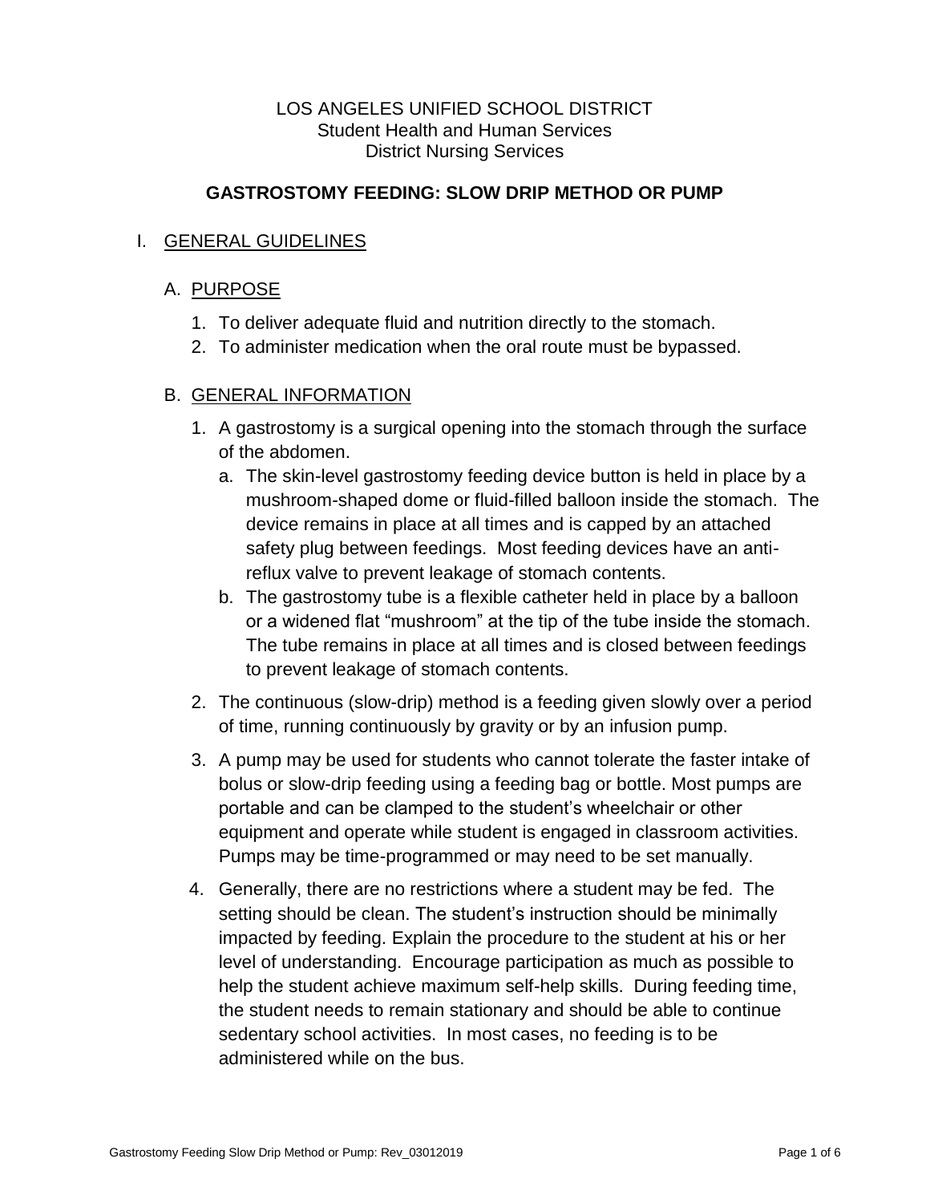LOS ANGELES UNIFIED SCHOOL DISTRICT
Student Health and Human Services
District Nursing Services

# GASTROSTOMY FEEDING: SLOW DRIP METHOD OR PUMP

## I. GENERAL GUIDELINES

### A. PURPOSE

1. To deliver adequate fluid and nutrition directly to the stomach.
2. To administer medication when the oral route must be bypassed.

### B. GENERAL INFORMATION

1. A gastrostomy is a surgical opening into the stomach through the surface of the abdomen.
   a. The skin-level gastrostomy feeding device button is held in place by a mushroom-shaped dome or fluid-filled balloon inside the stomach. The device remains in place at all times and is capped by an attached safety plug between feedings. Most feeding devices have an anti-reflux valve to prevent leakage of stomach contents.
   b. The gastrostomy tube is a flexible catheter held in place by a balloon or a widened flat "mushroom" at the tip of the tube inside the stomach. The tube remains in place at all times and is closed between feedings to prevent leakage of stomach contents.
2. The continuous (slow-drip) method is a feeding given slowly over a period of time, running continuously by gravity or by an infusion pump.
3. A pump may be used for students who cannot tolerate the faster intake of bolus or slow-drip feeding using a feeding bag or bottle. Most pumps are portable and can be clamped to the student's wheelchair or other equipment and operate while student is engaged in classroom activities. Pumps may be time-programmed or may need to be set manually.
4. Generally, there are no restrictions where a student may be fed. The setting should be clean. The student's instruction should be minimally impacted by feeding. Explain the procedure to the student at his or her level of understanding. Encourage participation as much as possible to help the student achieve maximum self-help skills. During feeding time, the student needs to remain stationary and should be able to continue sedentary school activities. In most cases, no feeding is to be administered while on the bus.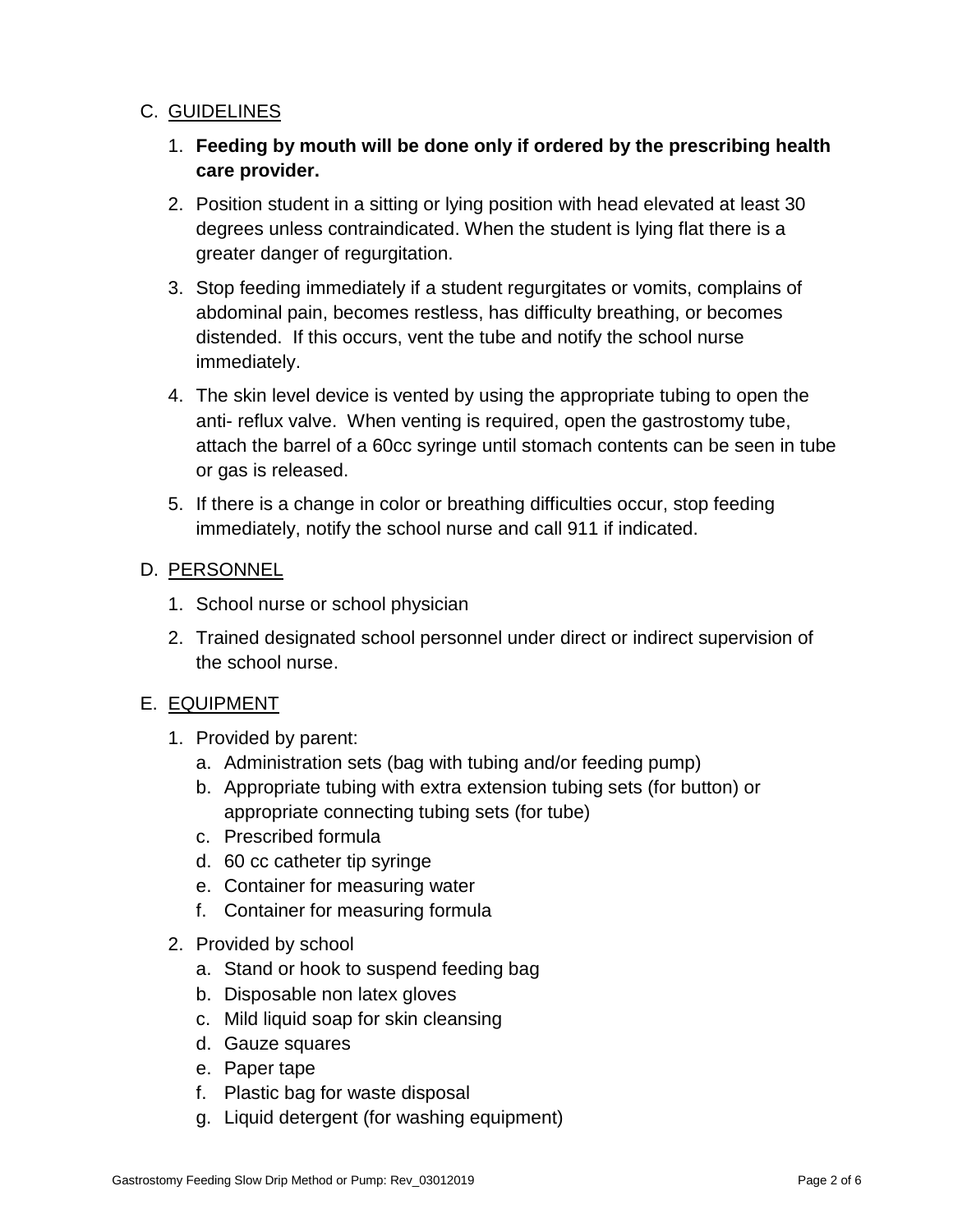## C. <u>GUIDELINES</u>

1. **Feeding by mouth will be done only if ordered by the prescribing health care provider.**
2. Position student in a sitting or lying position with head elevated at least 30 degrees unless contraindicated. When the student is lying flat there is a greater danger of regurgitation.
3. Stop feeding immediately if a student regurgitates or vomits, complains of abdominal pain, becomes restless, has difficulty breathing, or becomes distended. If this occurs, vent the tube and notify the school nurse immediately.
4. The skin level device is vented by using the appropriate tubing to open the anti- reflux valve. When venting is required, open the gastrostomy tube, attach the barrel of a 60cc syringe until stomach contents can be seen in tube or gas is released.
5. If there is a change in color or breathing difficulties occur, stop feeding immediately, notify the school nurse and call 911 if indicated.

## D. <u>PERSONNEL</u>

1. School nurse or school physician
2. Trained designated school personnel under direct or indirect supervision of the school nurse.

## E. <u>EQUIPMENT</u>

1. Provided by parent:
   a. Administration sets (bag with tubing and/or feeding pump)
   b. Appropriate tubing with extra extension tubing sets (for button) or appropriate connecting tubing sets (for tube)
   c. Prescribed formula
   d. 60 cc catheter tip syringe
   e. Container for measuring water
   f. Container for measuring formula
2. Provided by school
   a. Stand or hook to suspend feeding bag
   b. Disposable non latex gloves
   c. Mild liquid soap for skin cleansing
   d. Gauze squares
   e. Paper tape
   f. Plastic bag for waste disposal
   g. Liquid detergent (for washing equipment)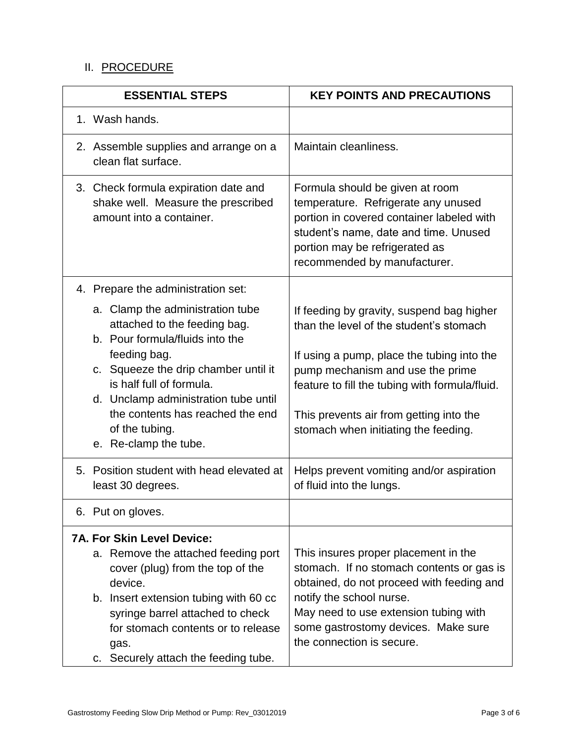## II. PROCEDURE

| ESSENTIAL STEPS | KEY POINTS AND PRECAUTIONS |
|---|---|
| 1. Wash hands. | |
| 2. Assemble supplies and arrange on a clean flat surface. | Maintain cleanliness. |
| 3. Check formula expiration date and shake well. Measure the prescribed amount into a container. | Formula should be given at room temperature. Refrigerate any unused portion in covered container labeled with student's name, date and time. Unused portion may be refrigerated as recommended by manufacturer. |
| 4. Prepare the administration set:<br>a. Clamp the administration tube attached to the feeding bag.<br>b. Pour formula/fluids into the feeding bag.<br>c. Squeeze the drip chamber until it is half full of formula.<br>d. Unclamp administration tube until the contents has reached the end of the tubing.<br>e. Re-clamp the tube. | If feeding by gravity, suspend bag higher than the level of the student's stomach<br><br>If using a pump, place the tubing into the pump mechanism and use the prime feature to fill the tubing with formula/fluid.<br><br>This prevents air from getting into the stomach when initiating the feeding. |
| 5. Position student with head elevated at least 30 degrees. | Helps prevent vomiting and/or aspiration of fluid into the lungs. |
| 6. Put on gloves. | |
| **7A. For Skin Level Device:**<br>a. Remove the attached feeding port cover (plug) from the top of the device.<br>b. Insert extension tubing with 60 cc syringe barrel attached to check for stomach contents or to release gas.<br>c. Securely attach the feeding tube. | This insures proper placement in the stomach. If no stomach contents or gas is obtained, do not proceed with feeding and notify the school nurse.<br>May need to use extension tubing with some gastrostomy devices. Make sure the connection is secure. |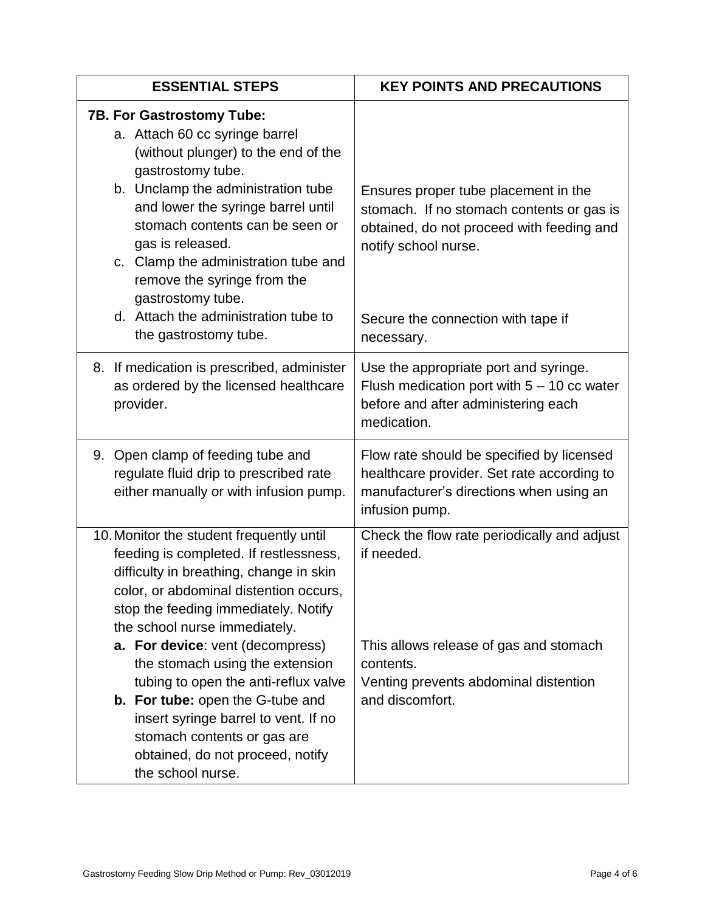| ESSENTIAL STEPS | KEY POINTS AND PRECAUTIONS |
|---|---|
| **7B. For Gastrostomy Tube:**<br>a. Attach 60 cc syringe barrel (without plunger) to the end of the gastrostomy tube.<br>b. Unclamp the administration tube and lower the syringe barrel until stomach contents can be seen or gas is released.<br>c. Clamp the administration tube and remove the syringe from the gastrostomy tube.<br>d. Attach the administration tube to the gastrostomy tube. | Ensures proper tube placement in the stomach. If no stomach contents or gas is obtained, do not proceed with feeding and notify school nurse.<br><br>Secure the connection with tape if necessary. |
| 8. If medication is prescribed, administer as ordered by the licensed healthcare provider. | Use the appropriate port and syringe. Flush medication port with 5 – 10 cc water before and after administering each medication. |
| 9. Open clamp of feeding tube and regulate fluid drip to prescribed rate either manually or with infusion pump. | Flow rate should be specified by licensed healthcare provider. Set rate according to manufacturer's directions when using an infusion pump. |
| 10. Monitor the student frequently until feeding is completed. If restlessness, difficulty in breathing, change in skin color, or abdominal distention occurs, stop the feeding immediately. Notify the school nurse immediately.<br>**a. For device**: vent (decompress) the stomach using the extension tubing to open the anti-reflux valve<br>**b. For tube:** open the G-tube and insert syringe barrel to vent. If no stomach contents or gas are obtained, do not proceed, notify the school nurse. | Check the flow rate periodically and adjust if needed.<br><br>This allows release of gas and stomach contents.<br>Venting prevents abdominal distention and discomfort. |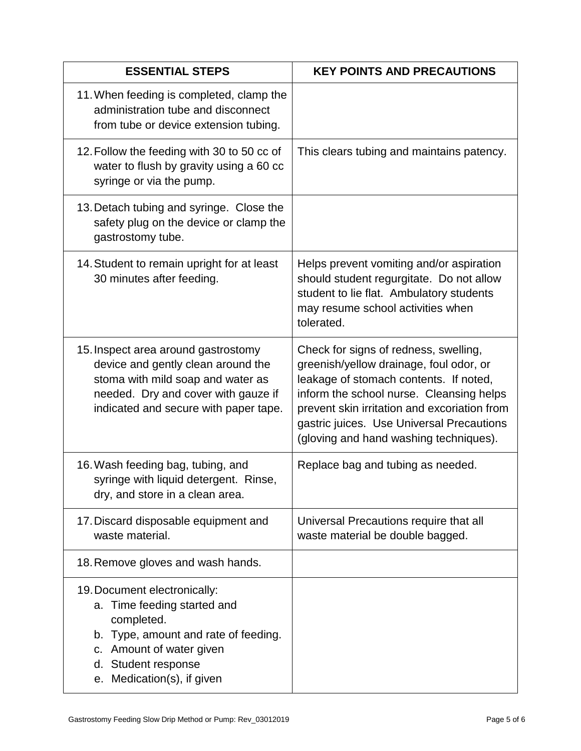| ESSENTIAL STEPS | KEY POINTS AND PRECAUTIONS |
|---|---|
| 11. When feeding is completed, clamp the administration tube and disconnect from tube or device extension tubing. | |
| 12. Follow the feeding with 30 to 50 cc of water to flush by gravity using a 60 cc syringe or via the pump. | This clears tubing and maintains patency. |
| 13. Detach tubing and syringe. Close the safety plug on the device or clamp the gastrostomy tube. | |
| 14. Student to remain upright for at least 30 minutes after feeding. | Helps prevent vomiting and/or aspiration should student regurgitate. Do not allow student to lie flat. Ambulatory students may resume school activities when tolerated. |
| 15. Inspect area around gastrostomy device and gently clean around the stoma with mild soap and water as needed. Dry and cover with gauze if indicated and secure with paper tape. | Check for signs of redness, swelling, greenish/yellow drainage, foul odor, or leakage of stomach contents. If noted, inform the school nurse. Cleansing helps prevent skin irritation and excoriation from gastric juices. Use Universal Precautions (gloving and hand washing techniques). |
| 16. Wash feeding bag, tubing, and syringe with liquid detergent. Rinse, dry, and store in a clean area. | Replace bag and tubing as needed. |
| 17. Discard disposable equipment and waste material. | Universal Precautions require that all waste material be double bagged. |
| 18. Remove gloves and wash hands. | |
| 19. Document electronically:<br>a. Time feeding started and completed.<br>b. Type, amount and rate of feeding.<br>c. Amount of water given<br>d. Student response<br>e. Medication(s), if given | |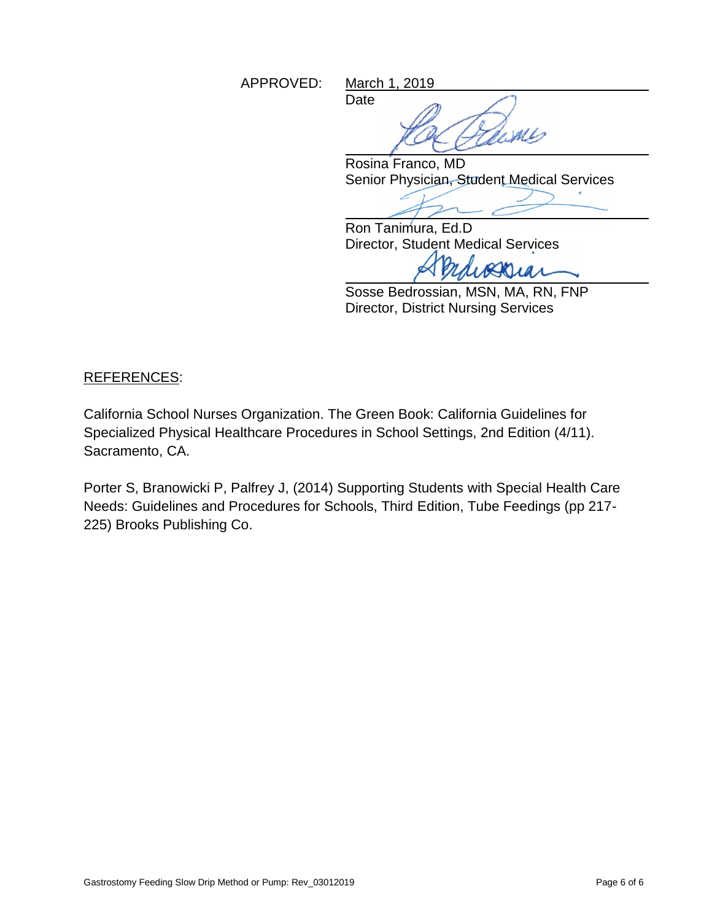APPROVED: March 1, 2019
Date

Rosina Franco, MD
Senior Physician, Student Medical Services

Ron Tanimura, Ed.D
Director, Student Medical Services

Sosse Bedrossian, MSN, MA, RN, FNP
Director, District Nursing Services

REFERENCES:

California School Nurses Organization. The Green Book: California Guidelines for Specialized Physical Healthcare Procedures in School Settings, 2nd Edition (4/11). Sacramento, CA.

Porter S, Branowicki P, Palfrey J, (2014) Supporting Students with Special Health Care Needs: Guidelines and Procedures for Schools, Third Edition, Tube Feedings (pp 217-225) Brooks Publishing Co.